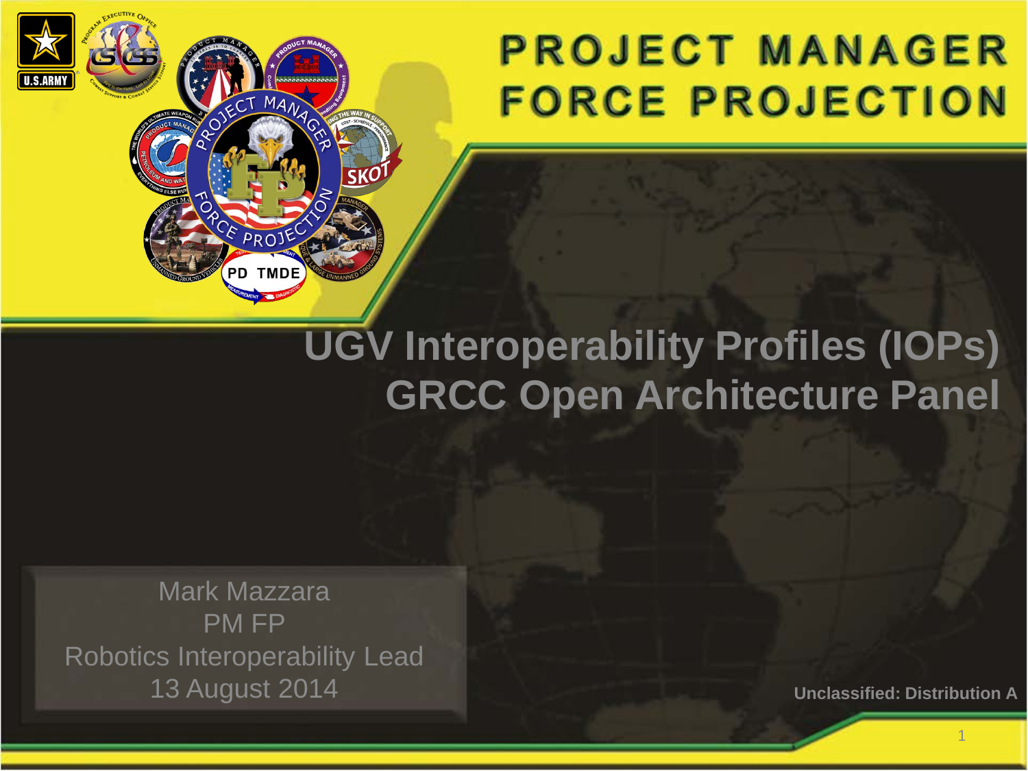# PROJECT MANAGER FORCE PROJECTION

## UGV Interoperability Profiles (IOPs) GRCC Open Architecture Panel

Mark Mazzara
PM FP
Robotics Interoperability Lead
13 August 2014

Unclassified: Distribution A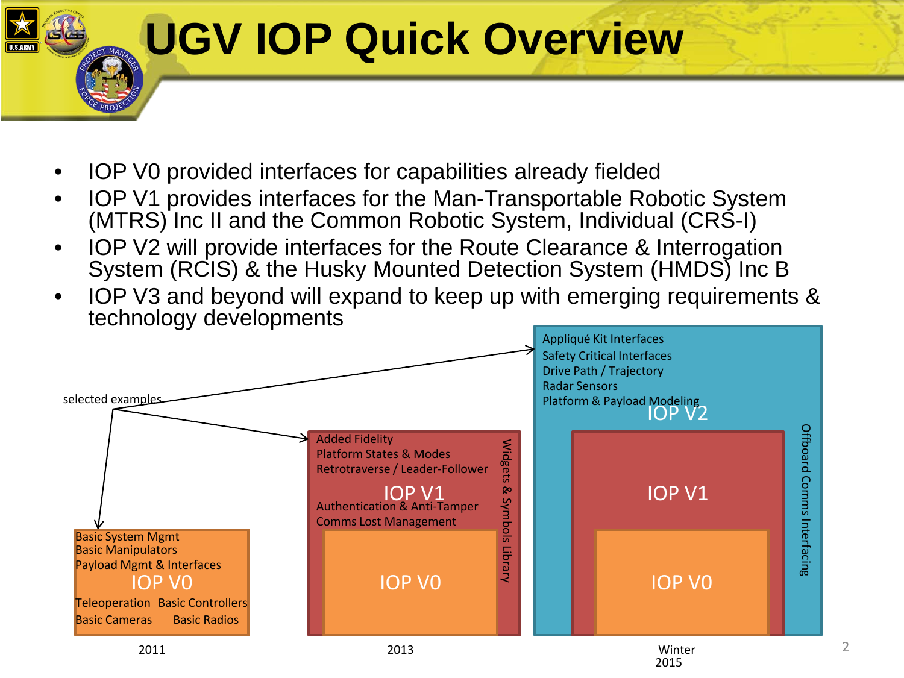# UGV IOP Quick Overview

- IOP V0 provided interfaces for capabilities already fielded
- IOP V1 provides interfaces for the Man-Transportable Robotic System (MTRS) Inc II and the Common Robotic System, Individual (CRS-I)
- IOP V2 will provide interfaces for the Route Clearance & Interrogation System (RCIS) & the Husky Mounted Detection System (HMDS) Inc B
- IOP V3 and beyond will expand to keep up with emerging requirements & technology developments

selected examples

**IOP V0** (2011)
- Basic System Mgmt
- Basic Manipulators
- Payload Mgmt & Interfaces
- Teleoperation
- Basic Controllers
- Basic Cameras
- Basic Radios

**IOP V1** (2013) — includes IOP V0
- Added Fidelity
- Platform States & Modes
- Retrotraverse / Leader-Follower
- Authentication & Anti-Tamper
- Comms Lost Management
- Widgets & Symbols Library

**IOP V2** (Winter 2015) — includes IOP V1 and IOP V0
- Appliqué Kit Interfaces
- Safety Critical Interfaces
- Drive Path / Trajectory
- Radar Sensors
- Platform & Payload Modeling
- Offboard Comms Interfacing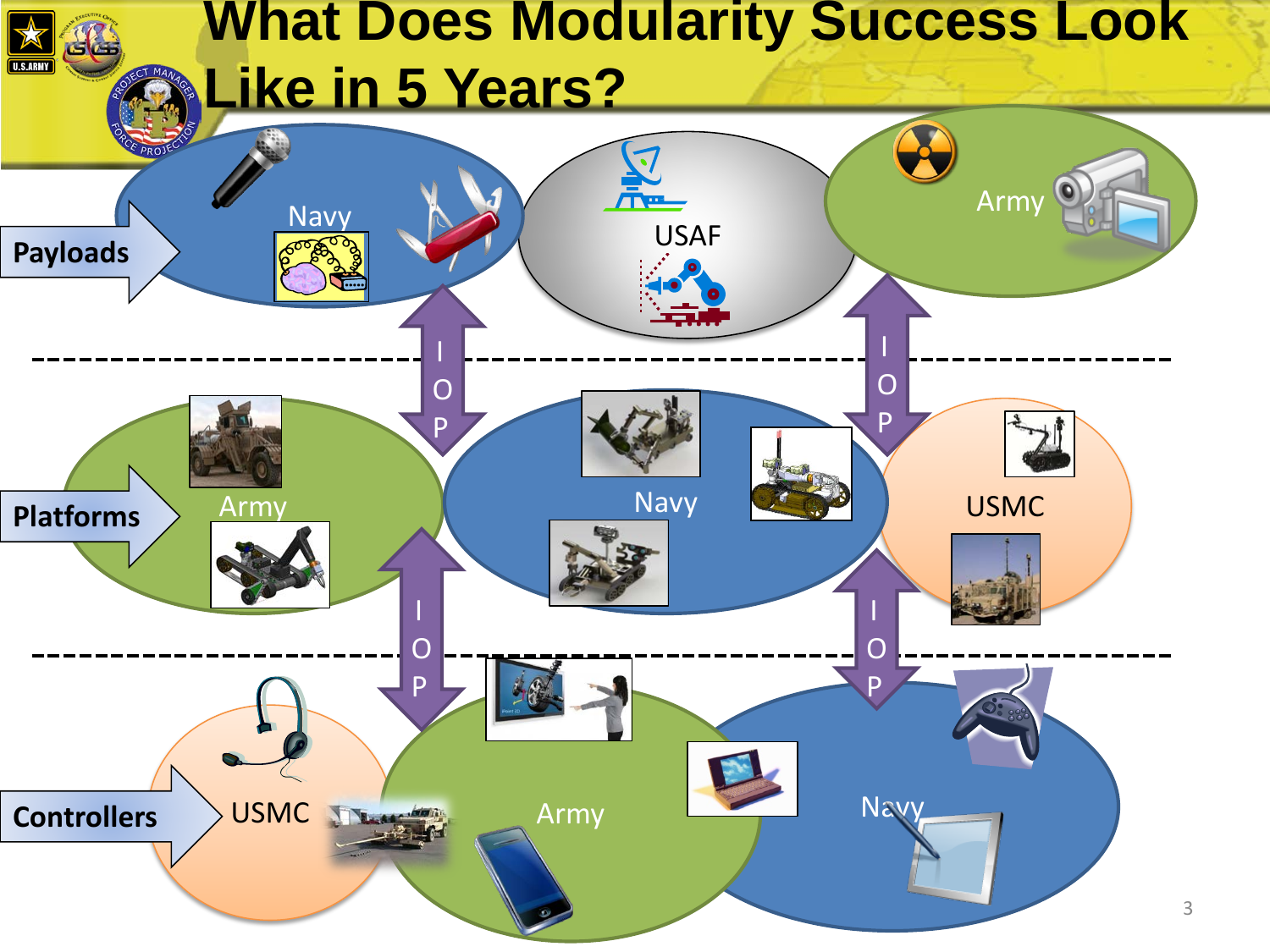# What Does Modularity Success Look Like in 5 Years?

**Payloads**

Navy | USAF | Army

I O P

**Platforms**

Army | Navy | USMC

I O P

**Controllers**

USMC | Army | Navy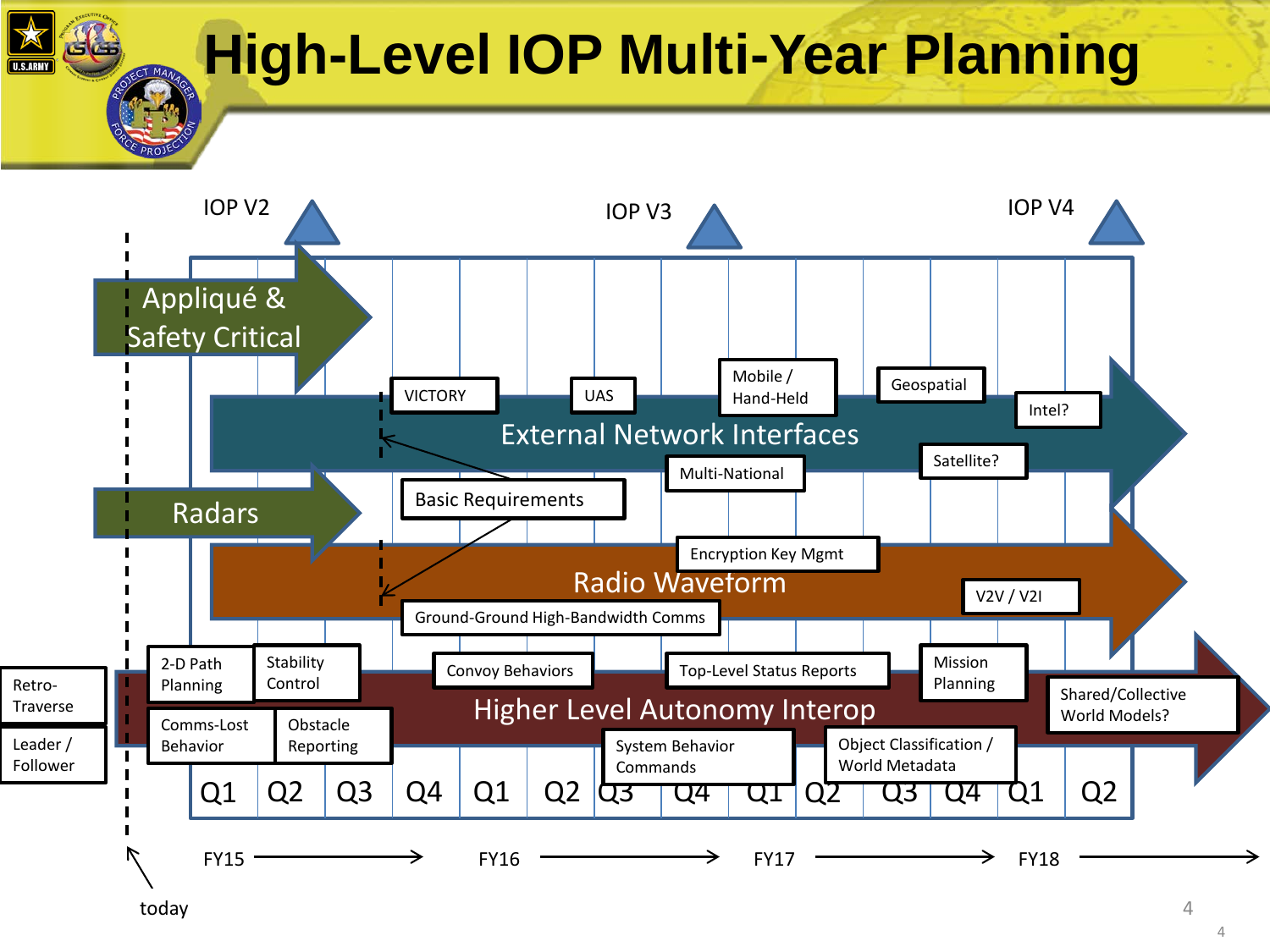# High-Level IOP Multi-Year Planning

IOP V2 — IOP V3 — IOP V4

**Appliqué & Safety Critical**

**External Network Interfaces**
- VICTORY
- UAS
- Mobile / Hand-Held
- Geospatial
- Intel?
- Multi-National
- Satellite?

**Radars**

Basic Requirements

**Radio Waveform**
- Encryption Key Mgmt
- V2V / V2I
- Ground-Ground High-Bandwidth Comms

**Higher Level Autonomy Interop**
- Retro-Traverse
- Leader / Follower
- 2-D Path Planning
- Stability Control
- Comms-Lost Behavior
- Obstacle Reporting
- Convoy Behaviors
- Top-Level Status Reports
- System Behavior Commands
- Mission Planning
- Object Classification / World Metadata
- Shared/Collective World Models?

Q1 Q2 Q3 Q4 Q1 Q2 Q3 Q4 Q1 Q2 Q3 Q4 Q1 Q2

FY15 → FY16 → FY17 → FY18 →

today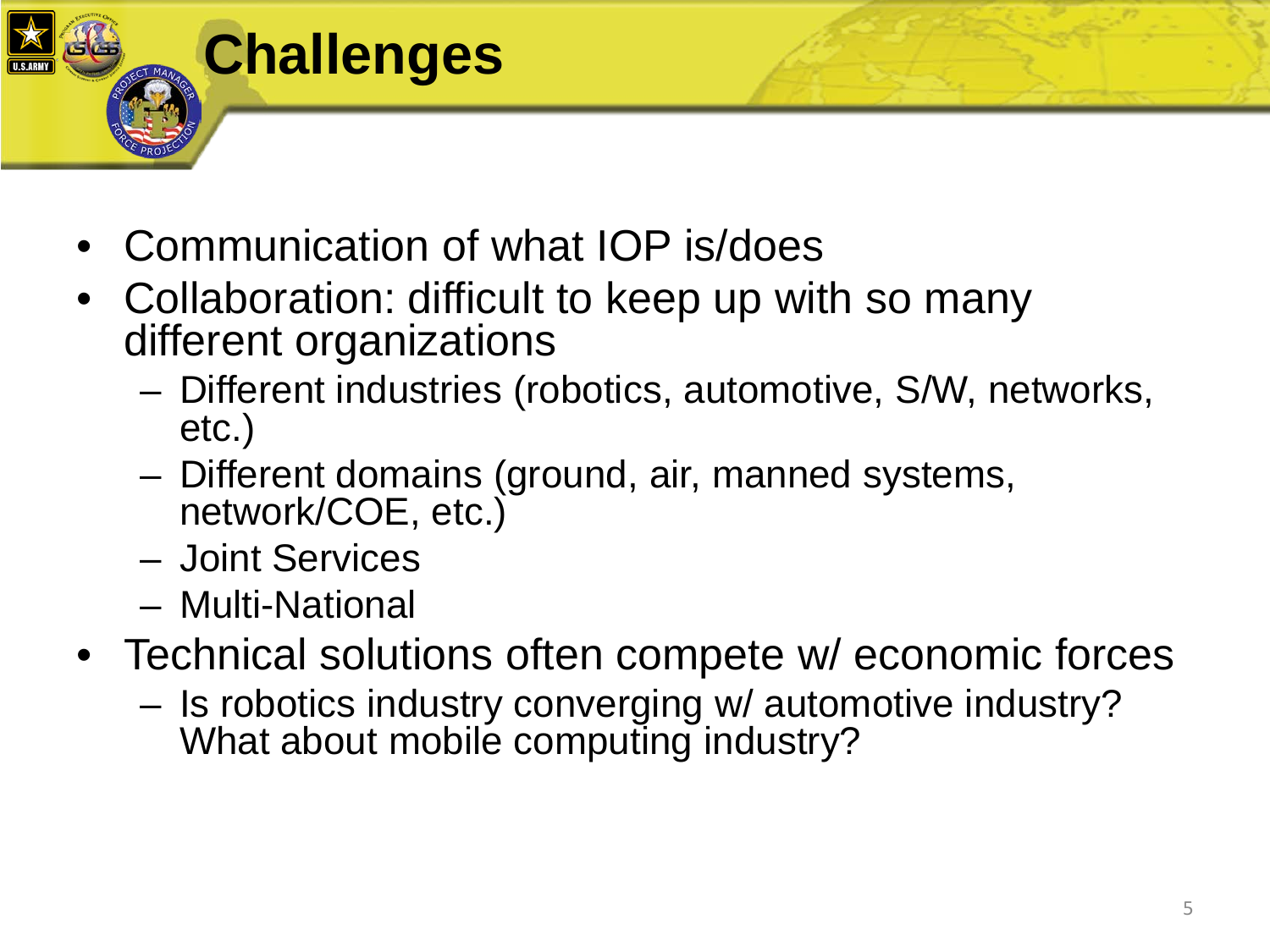# Challenges

- Communication of what IOP is/does
- Collaboration: difficult to keep up with so many different organizations
  - Different industries (robotics, automotive, S/W, networks, etc.)
  - Different domains (ground, air, manned systems, network/COE, etc.)
  - Joint Services
  - Multi-National
- Technical solutions often compete w/ economic forces
  - Is robotics industry converging w/ automotive industry? What about mobile computing industry?